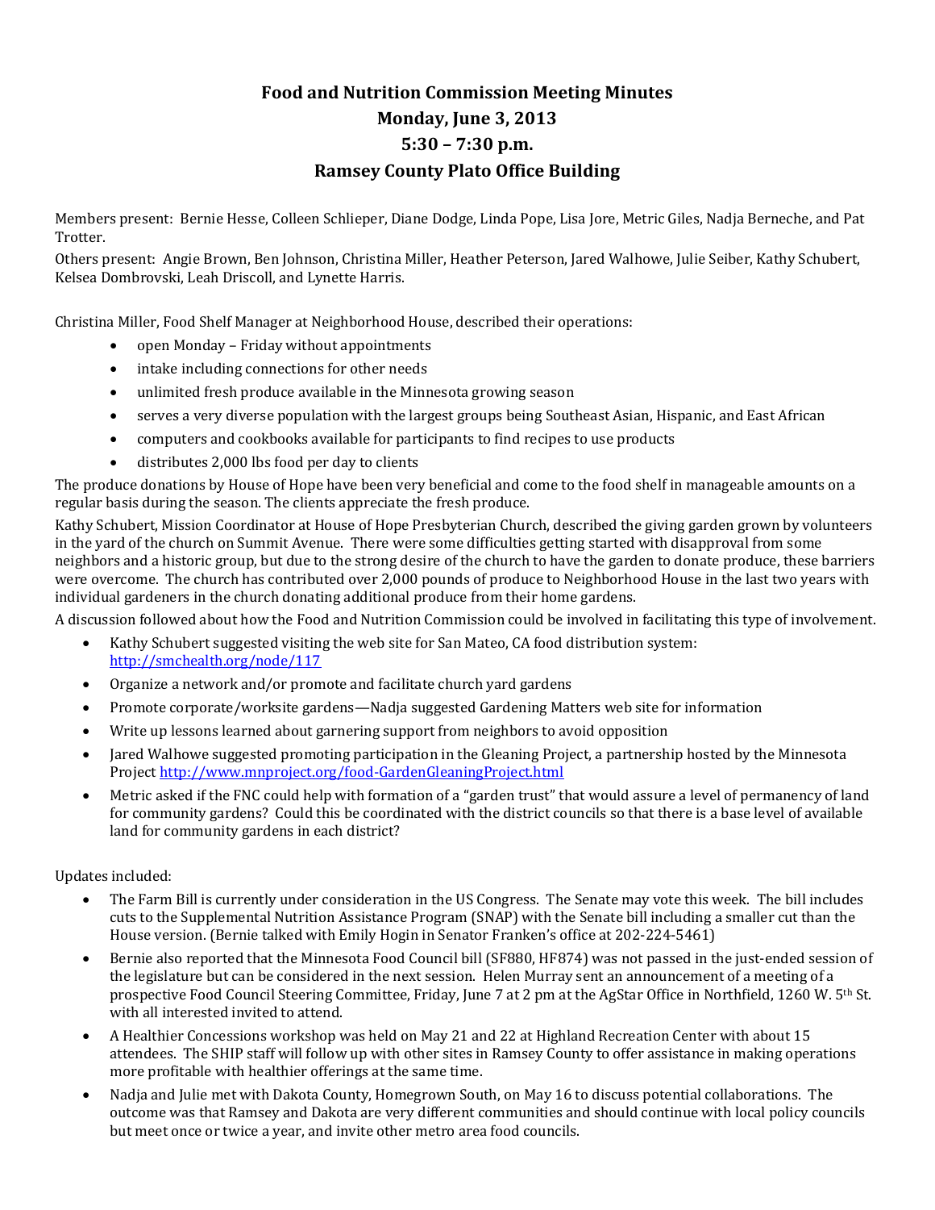# Food and Nutrition Commission Meeting Minutes

## Monday, June 3, 2013

## 5:30 – 7:30 p.m.

## Ramsey County Plato Office Building

Members present: Bernie Hesse, Colleen Schlieper, Diane Dodge, Linda Pope, Lisa Jore, Metric Giles, Nadja Berneche, and Pat Trotter.

Others present: Angie Brown, Ben Johnson, Christina Miller, Heather Peterson, Jared Walhowe, Julie Seiber, Kathy Schubert, Kelsea Dombrovski, Leah Driscoll, and Lynette Harris.

Christina Miller, Food Shelf Manager at Neighborhood House, described their operations:

- open Monday – Friday without appointments
- intake including connections for other needs
- unlimited fresh produce available in the Minnesota growing season
- serves a very diverse population with the largest groups being Southeast Asian, Hispanic, and East African
- computers and cookbooks available for participants to find recipes to use products
- distributes 2,000 lbs food per day to clients

The produce donations by House of Hope have been very beneficial and come to the food shelf in manageable amounts on a regular basis during the season. The clients appreciate the fresh produce.

Kathy Schubert, Mission Coordinator at House of Hope Presbyterian Church, described the giving garden grown by volunteers in the yard of the church on Summit Avenue. There were some difficulties getting started with disapproval from some neighbors and a historic group, but due to the strong desire of the church to have the garden to donate produce, these barriers were overcome. The church has contributed over 2,000 pounds of produce to Neighborhood House in the last two years with individual gardeners in the church donating additional produce from their home gardens.

A discussion followed about how the Food and Nutrition Commission could be involved in facilitating this type of involvement.

- Kathy Schubert suggested visiting the web site for San Mateo, CA food distribution system: http://smchealth.org/node/117
- Organize a network and/or promote and facilitate church yard gardens
- Promote corporate/worksite gardens—Nadja suggested Gardening Matters web site for information
- Write up lessons learned about garnering support from neighbors to avoid opposition
- Jared Walhowe suggested promoting participation in the Gleaning Project, a partnership hosted by the Minnesota Project http://www.mnproject.org/food-GardenGleaningProject.html
- Metric asked if the FNC could help with formation of a "garden trust" that would assure a level of permanency of land for community gardens? Could this be coordinated with the district councils so that there is a base level of available land for community gardens in each district?

Updates included:

- The Farm Bill is currently under consideration in the US Congress. The Senate may vote this week. The bill includes cuts to the Supplemental Nutrition Assistance Program (SNAP) with the Senate bill including a smaller cut than the House version. (Bernie talked with Emily Hogin in Senator Franken's office at 202-224-5461)
- Bernie also reported that the Minnesota Food Council bill (SF880, HF874) was not passed in the just-ended session of the legislature but can be considered in the next session. Helen Murray sent an announcement of a meeting of a prospective Food Council Steering Committee, Friday, June 7 at 2 pm at the AgStar Office in Northfield, 1260 W. 5th St. with all interested invited to attend.
- A Healthier Concessions workshop was held on May 21 and 22 at Highland Recreation Center with about 15 attendees. The SHIP staff will follow up with other sites in Ramsey County to offer assistance in making operations more profitable with healthier offerings at the same time.
- Nadja and Julie met with Dakota County, Homegrown South, on May 16 to discuss potential collaborations. The outcome was that Ramsey and Dakota are very different communities and should continue with local policy councils but meet once or twice a year, and invite other metro area food councils.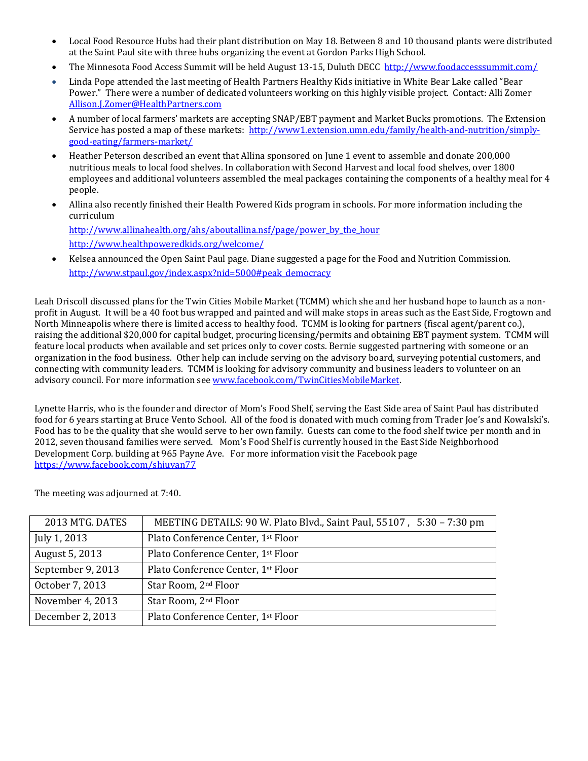- Local Food Resource Hubs had their plant distribution on May 18. Between 8 and 10 thousand plants were distributed at the Saint Paul site with three hubs organizing the event at Gordon Parks High School.
- The Minnesota Food Access Summit will be held August 13-15, Duluth DECC http://www.foodaccesssummit.com/
- Linda Pope attended the last meeting of Health Partners Healthy Kids initiative in White Bear Lake called "Bear Power." There were a number of dedicated volunteers working on this highly visible project. Contact: Alli Zomer Allison.J.Zomer@HealthPartners.com
- A number of local farmers' markets are accepting SNAP/EBT payment and Market Bucks promotions. The Extension Service has posted a map of these markets: http://www1.extension.umn.edu/family/health-and-nutrition/simply-good-eating/farmers-market/
- Heather Peterson described an event that Allina sponsored on June 1 event to assemble and donate 200,000 nutritious meals to local food shelves. In collaboration with Second Harvest and local food shelves, over 1800 employees and additional volunteers assembled the meal packages containing the components of a healthy meal for 4 people.
- Allina also recently finished their Health Powered Kids program in schools. For more information including the curriculum

  http://www.allinahealth.org/ahs/aboutallina.nsf/page/power_by_the_hour

  http://www.healthpoweredkids.org/welcome/
- Kelsea announced the Open Saint Paul page. Diane suggested a page for the Food and Nutrition Commission.

  http://www.stpaul.gov/index.aspx?nid=5000#peak_democracy

Leah Driscoll discussed plans for the Twin Cities Mobile Market (TCMM) which she and her husband hope to launch as a non-profit in August. It will be a 40 foot bus wrapped and painted and will make stops in areas such as the East Side, Frogtown and North Minneapolis where there is limited access to healthy food. TCMM is looking for partners (fiscal agent/parent co.), raising the additional $20,000 for capital budget, procuring licensing/permits and obtaining EBT payment system. TCMM will feature local products when available and set prices only to cover costs. Bernie suggested partnering with someone or an organization in the food business. Other help can include serving on the advisory board, surveying potential customers, and connecting with community leaders. TCMM is looking for advisory community and business leaders to volunteer on an advisory council. For more information see www.facebook.com/TwinCitiesMobileMarket.

Lynette Harris, who is the founder and director of Mom's Food Shelf, serving the East Side area of Saint Paul has distributed food for 6 years starting at Bruce Vento School. All of the food is donated with much coming from Trader Joe's and Kowalski's. Food has to be the quality that she would serve to her own family. Guests can come to the food shelf twice per month and in 2012, seven thousand families were served. Mom's Food Shelf is currently housed in the East Side Neighborhood Development Corp. building at 965 Payne Ave. For more information visit the Facebook page https://www.facebook.com/shiuvan77

The meeting was adjourned at 7:40.

| 2013 MTG. DATES | MEETING DETAILS: 90 W. Plato Blvd., Saint Paul, 55107 , 5:30 – 7:30 pm |
|---|---|
| July 1, 2013 | Plato Conference Center, 1st Floor |
| August 5, 2013 | Plato Conference Center, 1st Floor |
| September 9, 2013 | Plato Conference Center, 1st Floor |
| October 7, 2013 | Star Room, 2nd Floor |
| November 4, 2013 | Star Room, 2nd Floor |
| December 2, 2013 | Plato Conference Center, 1st Floor |